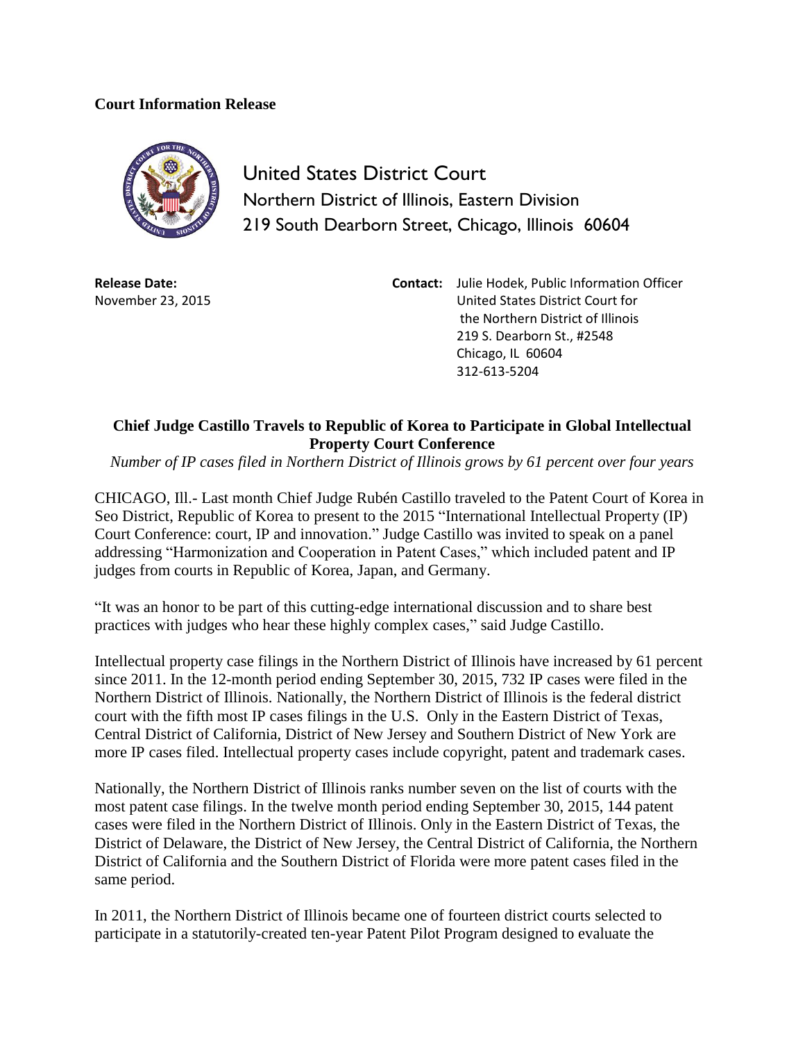**Court Information Release**

United States District Court
Northern District of Illinois, Eastern Division
219 South Dearborn Street, Chicago, Illinois 60604

**Release Date:**
November 23, 2015

**Contact:** Julie Hodek, Public Information Officer
United States District Court for
the Northern District of Illinois
219 S. Dearborn St., #2548
Chicago, IL 60604
312-613-5204

**Chief Judge Castillo Travels to Republic of Korea to Participate in Global Intellectual Property Court Conference**

*Number of IP cases filed in Northern District of Illinois grows by 61 percent over four years*

CHICAGO, Ill.- Last month Chief Judge Rubén Castillo traveled to the Patent Court of Korea in Seo District, Republic of Korea to present to the 2015 "International Intellectual Property (IP) Court Conference: court, IP and innovation." Judge Castillo was invited to speak on a panel addressing "Harmonization and Cooperation in Patent Cases," which included patent and IP judges from courts in Republic of Korea, Japan, and Germany.

"It was an honor to be part of this cutting-edge international discussion and to share best practices with judges who hear these highly complex cases," said Judge Castillo.

Intellectual property case filings in the Northern District of Illinois have increased by 61 percent since 2011. In the 12-month period ending September 30, 2015, 732 IP cases were filed in the Northern District of Illinois. Nationally, the Northern District of Illinois is the federal district court with the fifth most IP cases filings in the U.S. Only in the Eastern District of Texas, Central District of California, District of New Jersey and Southern District of New York are more IP cases filed. Intellectual property cases include copyright, patent and trademark cases.

Nationally, the Northern District of Illinois ranks number seven on the list of courts with the most patent case filings. In the twelve month period ending September 30, 2015, 144 patent cases were filed in the Northern District of Illinois. Only in the Eastern District of Texas, the District of Delaware, the District of New Jersey, the Central District of California, the Northern District of California and the Southern District of Florida were more patent cases filed in the same period.

In 2011, the Northern District of Illinois became one of fourteen district courts selected to participate in a statutorily-created ten-year Patent Pilot Program designed to evaluate the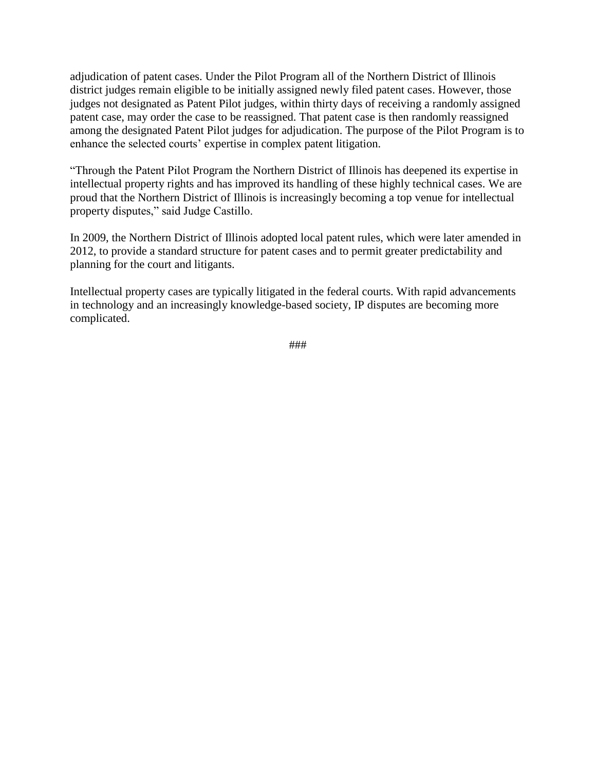adjudication of patent cases. Under the Pilot Program all of the Northern District of Illinois district judges remain eligible to be initially assigned newly filed patent cases. However, those judges not designated as Patent Pilot judges, within thirty days of receiving a randomly assigned patent case, may order the case to be reassigned. That patent case is then randomly reassigned among the designated Patent Pilot judges for adjudication. The purpose of the Pilot Program is to enhance the selected courts' expertise in complex patent litigation.

"Through the Patent Pilot Program the Northern District of Illinois has deepened its expertise in intellectual property rights and has improved its handling of these highly technical cases. We are proud that the Northern District of Illinois is increasingly becoming a top venue for intellectual property disputes," said Judge Castillo.

In 2009, the Northern District of Illinois adopted local patent rules, which were later amended in 2012, to provide a standard structure for patent cases and to permit greater predictability and planning for the court and litigants.

Intellectual property cases are typically litigated in the federal courts. With rapid advancements in technology and an increasingly knowledge-based society, IP disputes are becoming more complicated.

###